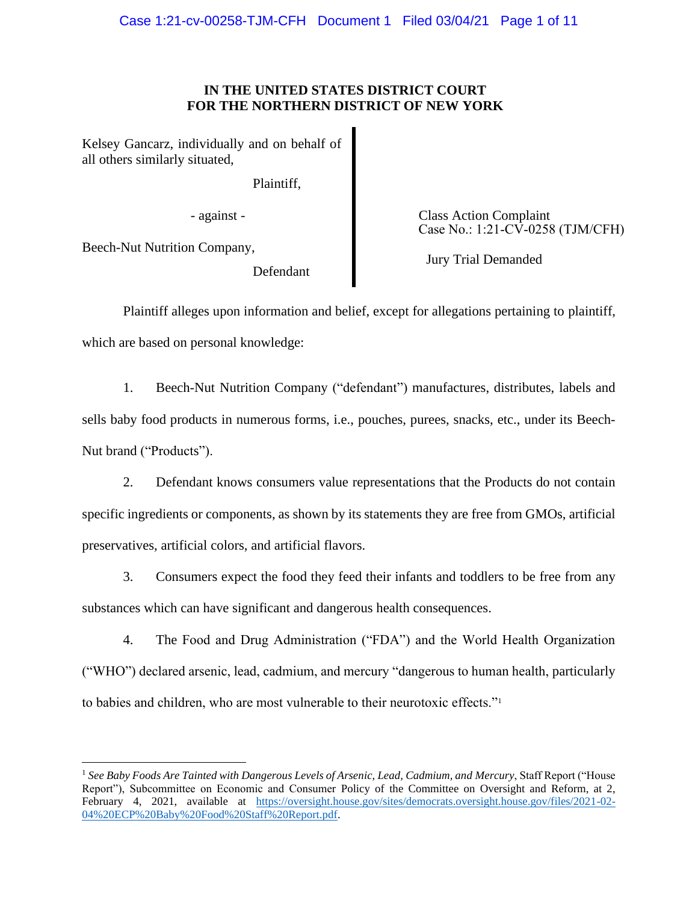**IN THE UNITED STATES DISTRICT COURT**
**FOR THE NORTHERN DISTRICT OF NEW YORK**

Kelsey Gancarz, individually and on behalf of all others similarly situated,

Plaintiff,

- against -

Beech-Nut Nutrition Company,

Defendant

Class Action Complaint
Case No.: 1:21-CV-0258 (TJM/CFH)

Jury Trial Demanded

Plaintiff alleges upon information and belief, except for allegations pertaining to plaintiff, which are based on personal knowledge:

1. Beech-Nut Nutrition Company ("defendant") manufactures, distributes, labels and sells baby food products in numerous forms, i.e., pouches, purees, snacks, etc., under its Beech-Nut brand ("Products").

2. Defendant knows consumers value representations that the Products do not contain specific ingredients or components, as shown by its statements they are free from GMOs, artificial preservatives, artificial colors, and artificial flavors.

3. Consumers expect the food they feed their infants and toddlers to be free from any substances which can have significant and dangerous health consequences.

4. The Food and Drug Administration ("FDA") and the World Health Organization ("WHO") declared arsenic, lead, cadmium, and mercury "dangerous to human health, particularly to babies and children, who are most vulnerable to their neurotoxic effects."[1]

[1] *See Baby Foods Are Tainted with Dangerous Levels of Arsenic, Lead, Cadmium, and Mercury*, Staff Report ("House Report"), Subcommittee on Economic and Consumer Policy of the Committee on Oversight and Reform, at 2, February 4, 2021, available at https://oversight.house.gov/sites/democrats.oversight.house.gov/files/2021-02-04%20ECP%20Baby%20Food%20Staff%20Report.pdf.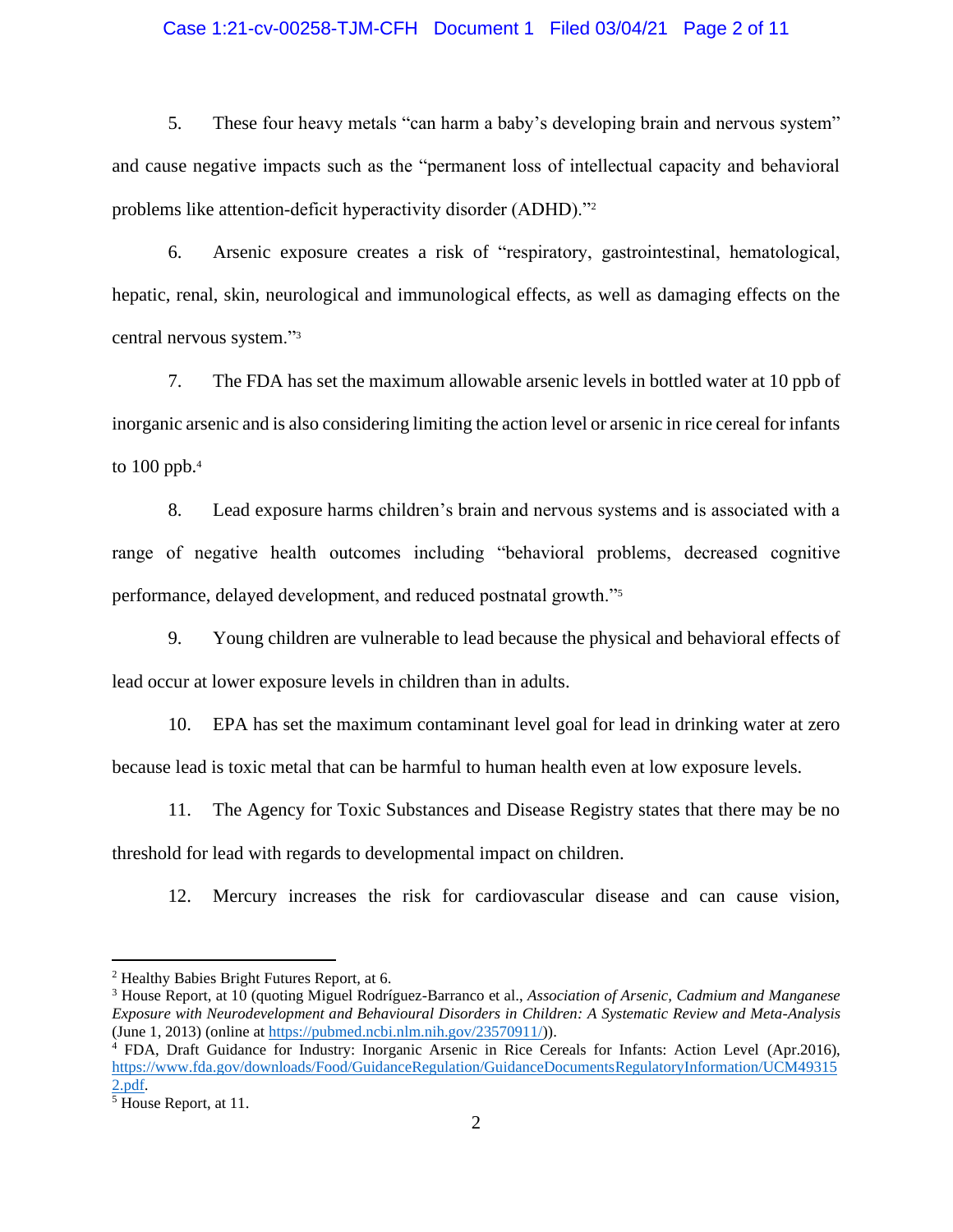5. These four heavy metals "can harm a baby's developing brain and nervous system" and cause negative impacts such as the "permanent loss of intellectual capacity and behavioral problems like attention-deficit hyperactivity disorder (ADHD)."[2]

6. Arsenic exposure creates a risk of "respiratory, gastrointestinal, hematological, hepatic, renal, skin, neurological and immunological effects, as well as damaging effects on the central nervous system."[3]

7. The FDA has set the maximum allowable arsenic levels in bottled water at 10 ppb of inorganic arsenic and is also considering limiting the action level or arsenic in rice cereal for infants to 100 ppb.[4]

8. Lead exposure harms children's brain and nervous systems and is associated with a range of negative health outcomes including "behavioral problems, decreased cognitive performance, delayed development, and reduced postnatal growth."[5]

9. Young children are vulnerable to lead because the physical and behavioral effects of lead occur at lower exposure levels in children than in adults.

10. EPA has set the maximum contaminant level goal for lead in drinking water at zero because lead is toxic metal that can be harmful to human health even at low exposure levels.

11. The Agency for Toxic Substances and Disease Registry states that there may be no threshold for lead with regards to developmental impact on children.

12. Mercury increases the risk for cardiovascular disease and can cause vision,

---

[2] Healthy Babies Bright Futures Report, at 6.

[3] House Report, at 10 (quoting Miguel Rodríguez-Barranco et al., *Association of Arsenic, Cadmium and Manganese Exposure with Neurodevelopment and Behavioural Disorders in Children: A Systematic Review and Meta-Analysis* (June 1, 2013) (online at https://pubmed.ncbi.nlm.nih.gov/23570911/)).

[4] FDA, Draft Guidance for Industry: Inorganic Arsenic in Rice Cereals for Infants: Action Level (Apr.2016), https://www.fda.gov/downloads/Food/GuidanceRegulation/GuidanceDocumentsRegulatoryInformation/UCM493152.pdf.

[5] House Report, at 11.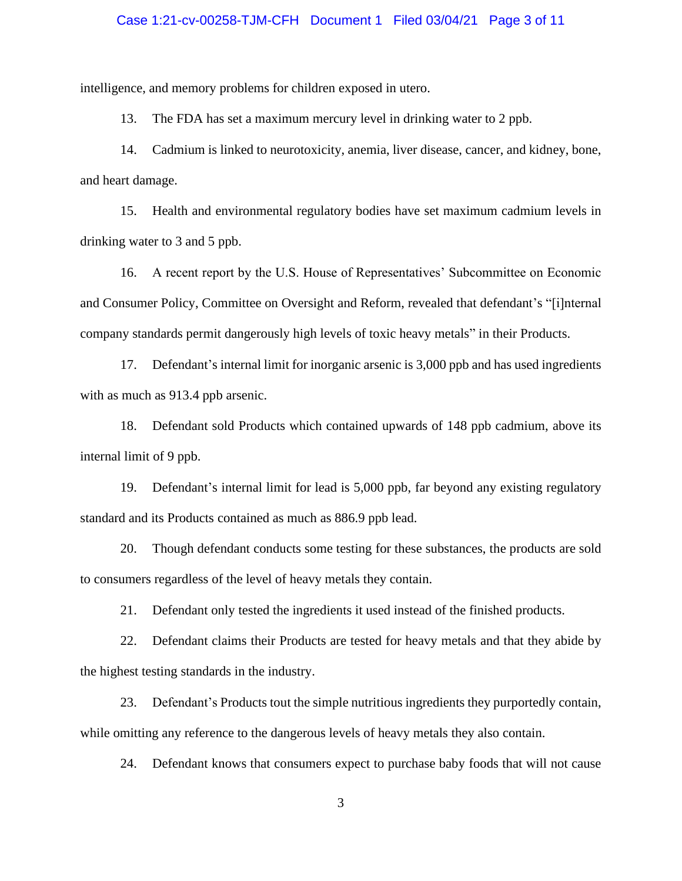intelligence, and memory problems for children exposed in utero.

13. The FDA has set a maximum mercury level in drinking water to 2 ppb.

14. Cadmium is linked to neurotoxicity, anemia, liver disease, cancer, and kidney, bone, and heart damage.

15. Health and environmental regulatory bodies have set maximum cadmium levels in drinking water to 3 and 5 ppb.

16. A recent report by the U.S. House of Representatives' Subcommittee on Economic and Consumer Policy, Committee on Oversight and Reform, revealed that defendant's "[i]nternal company standards permit dangerously high levels of toxic heavy metals" in their Products.

17. Defendant's internal limit for inorganic arsenic is 3,000 ppb and has used ingredients with as much as 913.4 ppb arsenic.

18. Defendant sold Products which contained upwards of 148 ppb cadmium, above its internal limit of 9 ppb.

19. Defendant's internal limit for lead is 5,000 ppb, far beyond any existing regulatory standard and its Products contained as much as 886.9 ppb lead.

20. Though defendant conducts some testing for these substances, the products are sold to consumers regardless of the level of heavy metals they contain.

21. Defendant only tested the ingredients it used instead of the finished products.

22. Defendant claims their Products are tested for heavy metals and that they abide by the highest testing standards in the industry.

23. Defendant's Products tout the simple nutritious ingredients they purportedly contain, while omitting any reference to the dangerous levels of heavy metals they also contain.

24. Defendant knows that consumers expect to purchase baby foods that will not cause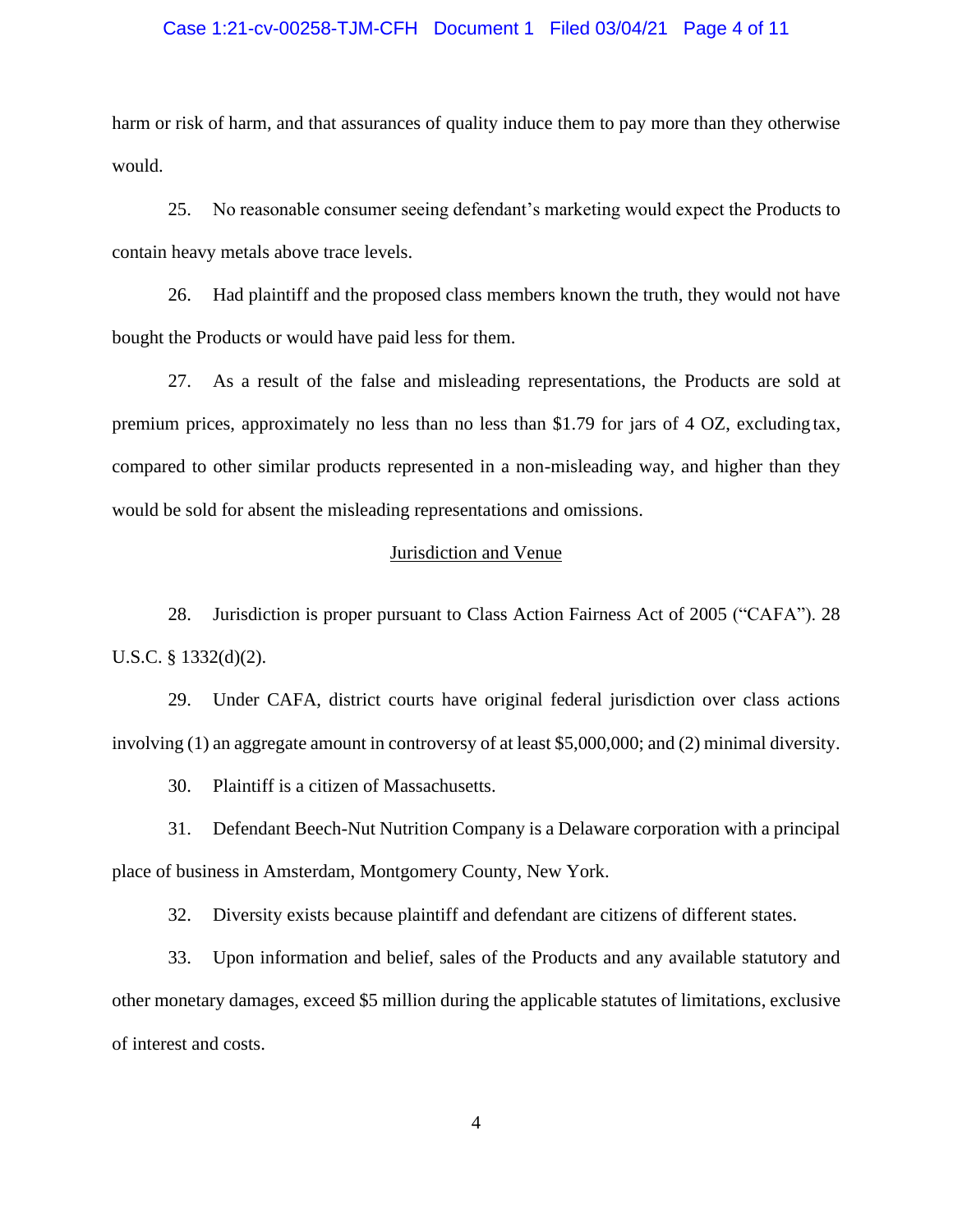harm or risk of harm, and that assurances of quality induce them to pay more than they otherwise would.

25. No reasonable consumer seeing defendant's marketing would expect the Products to contain heavy metals above trace levels.

26. Had plaintiff and the proposed class members known the truth, they would not have bought the Products or would have paid less for them.

27. As a result of the false and misleading representations, the Products are sold at premium prices, approximately no less than no less than $1.79 for jars of 4 OZ, excluding tax, compared to other similar products represented in a non-misleading way, and higher than they would be sold for absent the misleading representations and omissions.

## Jurisdiction and Venue

28. Jurisdiction is proper pursuant to Class Action Fairness Act of 2005 ("CAFA"). 28 U.S.C. § 1332(d)(2).

29. Under CAFA, district courts have original federal jurisdiction over class actions involving (1) an aggregate amount in controversy of at least $5,000,000; and (2) minimal diversity.

30. Plaintiff is a citizen of Massachusetts.

31. Defendant Beech-Nut Nutrition Company is a Delaware corporation with a principal place of business in Amsterdam, Montgomery County, New York.

32. Diversity exists because plaintiff and defendant are citizens of different states.

33. Upon information and belief, sales of the Products and any available statutory and other monetary damages, exceed $5 million during the applicable statutes of limitations, exclusive of interest and costs.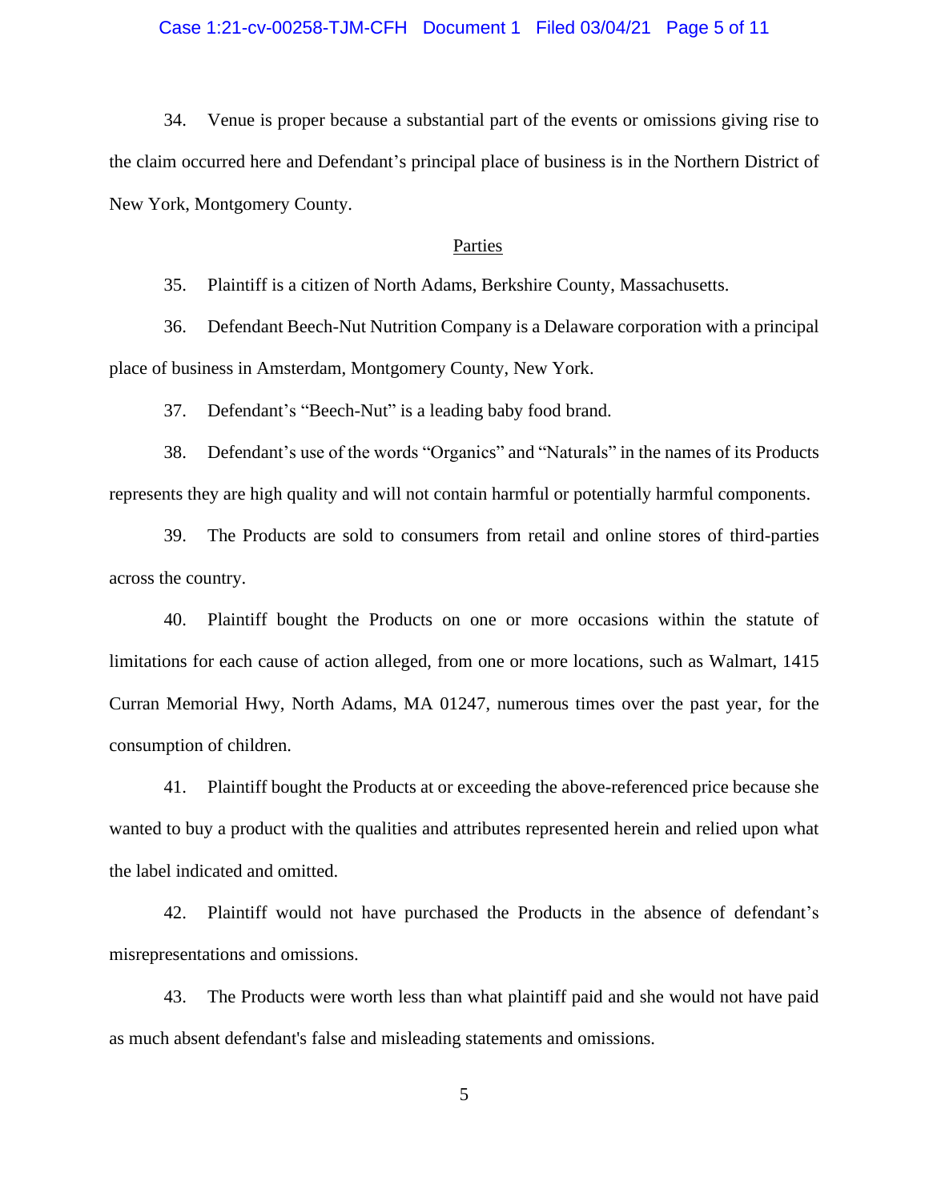34. Venue is proper because a substantial part of the events or omissions giving rise to the claim occurred here and Defendant's principal place of business is in the Northern District of New York, Montgomery County.

## Parties

35. Plaintiff is a citizen of North Adams, Berkshire County, Massachusetts.

36. Defendant Beech-Nut Nutrition Company is a Delaware corporation with a principal place of business in Amsterdam, Montgomery County, New York.

37. Defendant's "Beech-Nut" is a leading baby food brand.

38. Defendant's use of the words "Organics" and "Naturals" in the names of its Products represents they are high quality and will not contain harmful or potentially harmful components.

39. The Products are sold to consumers from retail and online stores of third-parties across the country.

40. Plaintiff bought the Products on one or more occasions within the statute of limitations for each cause of action alleged, from one or more locations, such as Walmart, 1415 Curran Memorial Hwy, North Adams, MA 01247, numerous times over the past year, for the consumption of children.

41. Plaintiff bought the Products at or exceeding the above-referenced price because she wanted to buy a product with the qualities and attributes represented herein and relied upon what the label indicated and omitted.

42. Plaintiff would not have purchased the Products in the absence of defendant's misrepresentations and omissions.

43. The Products were worth less than what plaintiff paid and she would not have paid as much absent defendant's false and misleading statements and omissions.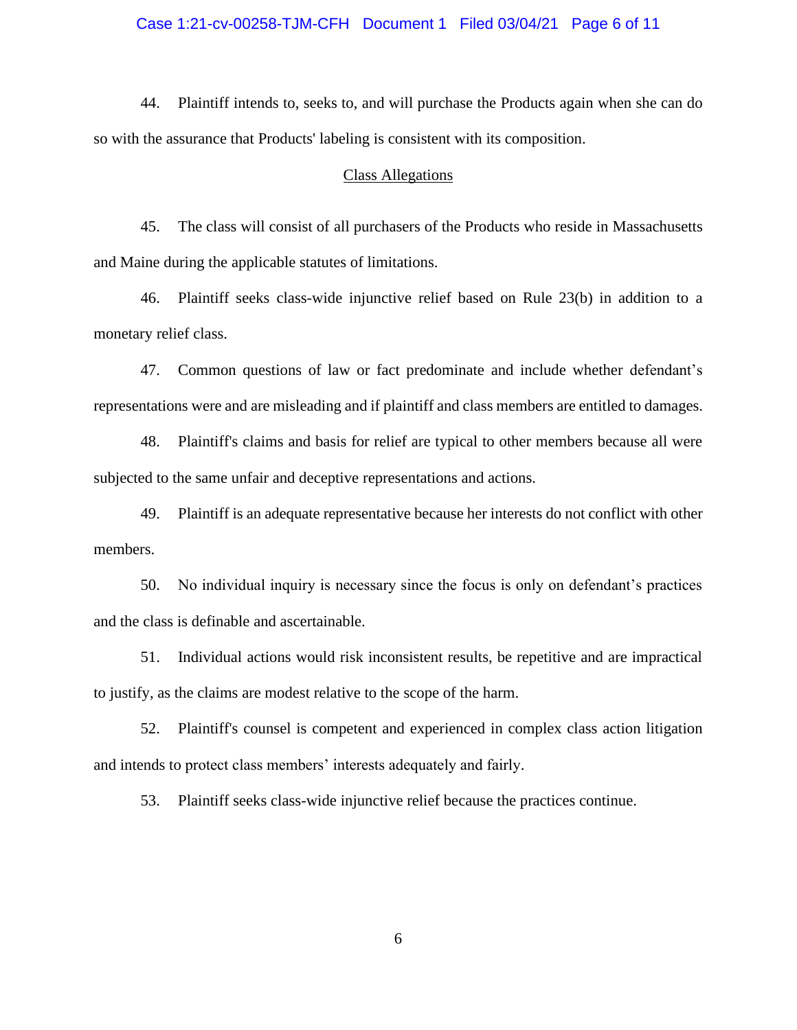44. Plaintiff intends to, seeks to, and will purchase the Products again when she can do so with the assurance that Products' labeling is consistent with its composition.

## Class Allegations

45. The class will consist of all purchasers of the Products who reside in Massachusetts and Maine during the applicable statutes of limitations.

46. Plaintiff seeks class-wide injunctive relief based on Rule 23(b) in addition to a monetary relief class.

47. Common questions of law or fact predominate and include whether defendant's representations were and are misleading and if plaintiff and class members are entitled to damages.

48. Plaintiff's claims and basis for relief are typical to other members because all were subjected to the same unfair and deceptive representations and actions.

49. Plaintiff is an adequate representative because her interests do not conflict with other members.

50. No individual inquiry is necessary since the focus is only on defendant's practices and the class is definable and ascertainable.

51. Individual actions would risk inconsistent results, be repetitive and are impractical to justify, as the claims are modest relative to the scope of the harm.

52. Plaintiff's counsel is competent and experienced in complex class action litigation and intends to protect class members' interests adequately and fairly.

53. Plaintiff seeks class-wide injunctive relief because the practices continue.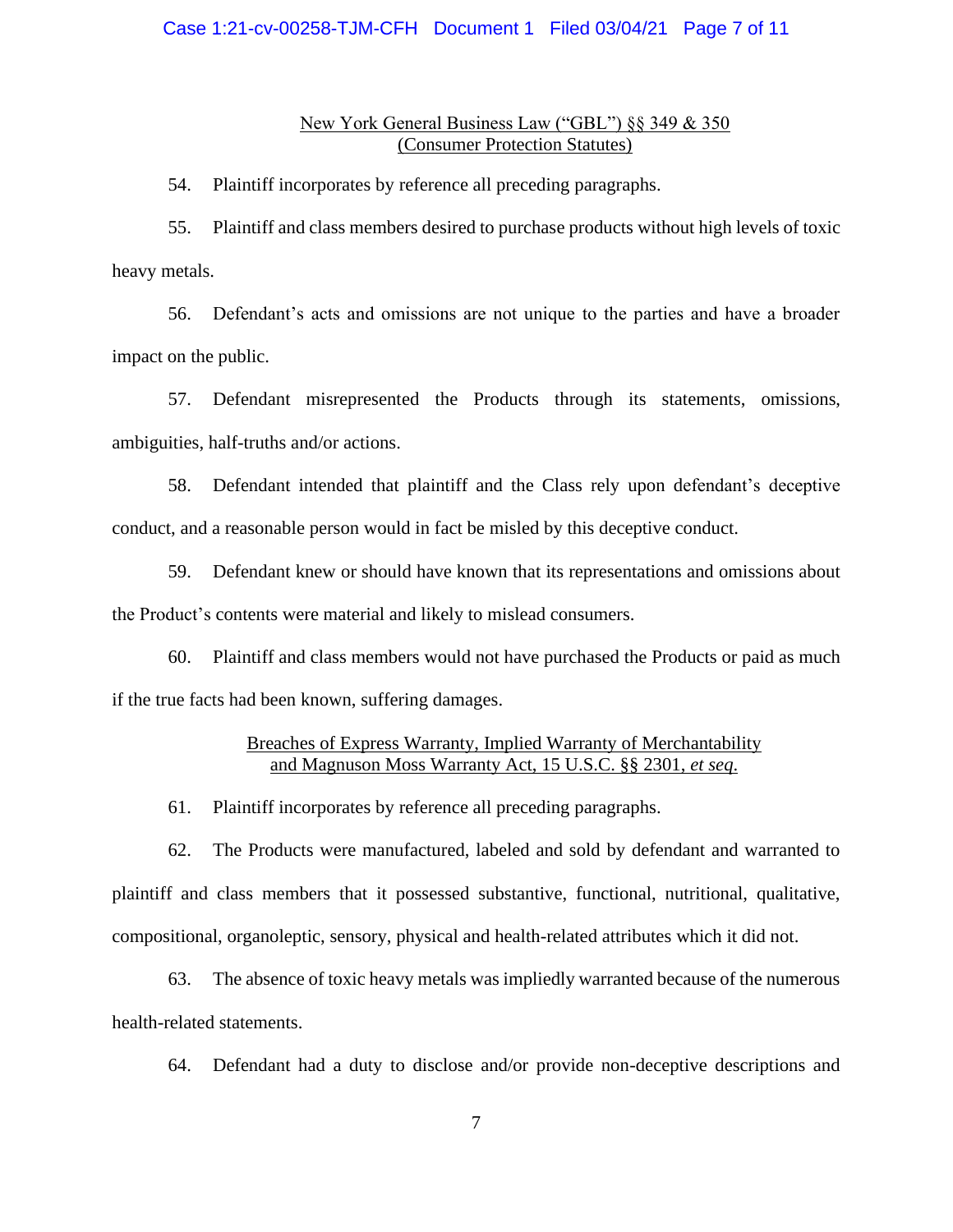<u>New York General Business Law ("GBL") §§ 349 & 350</u>
<u>(Consumer Protection Statutes)</u>

54. Plaintiff incorporates by reference all preceding paragraphs.

55. Plaintiff and class members desired to purchase products without high levels of toxic heavy metals.

56. Defendant's acts and omissions are not unique to the parties and have a broader impact on the public.

57. Defendant misrepresented the Products through its statements, omissions, ambiguities, half-truths and/or actions.

58. Defendant intended that plaintiff and the Class rely upon defendant's deceptive conduct, and a reasonable person would in fact be misled by this deceptive conduct.

59. Defendant knew or should have known that its representations and omissions about the Product's contents were material and likely to mislead consumers.

60. Plaintiff and class members would not have purchased the Products or paid as much if the true facts had been known, suffering damages.

<u>Breaches of Express Warranty, Implied Warranty of Merchantability</u>
<u>and Magnuson Moss Warranty Act, 15 U.S.C. §§ 2301, *et seq*.</u>

61. Plaintiff incorporates by reference all preceding paragraphs.

62. The Products were manufactured, labeled and sold by defendant and warranted to plaintiff and class members that it possessed substantive, functional, nutritional, qualitative, compositional, organoleptic, sensory, physical and health-related attributes which it did not.

63. The absence of toxic heavy metals was impliedly warranted because of the numerous health-related statements.

64. Defendant had a duty to disclose and/or provide non-deceptive descriptions and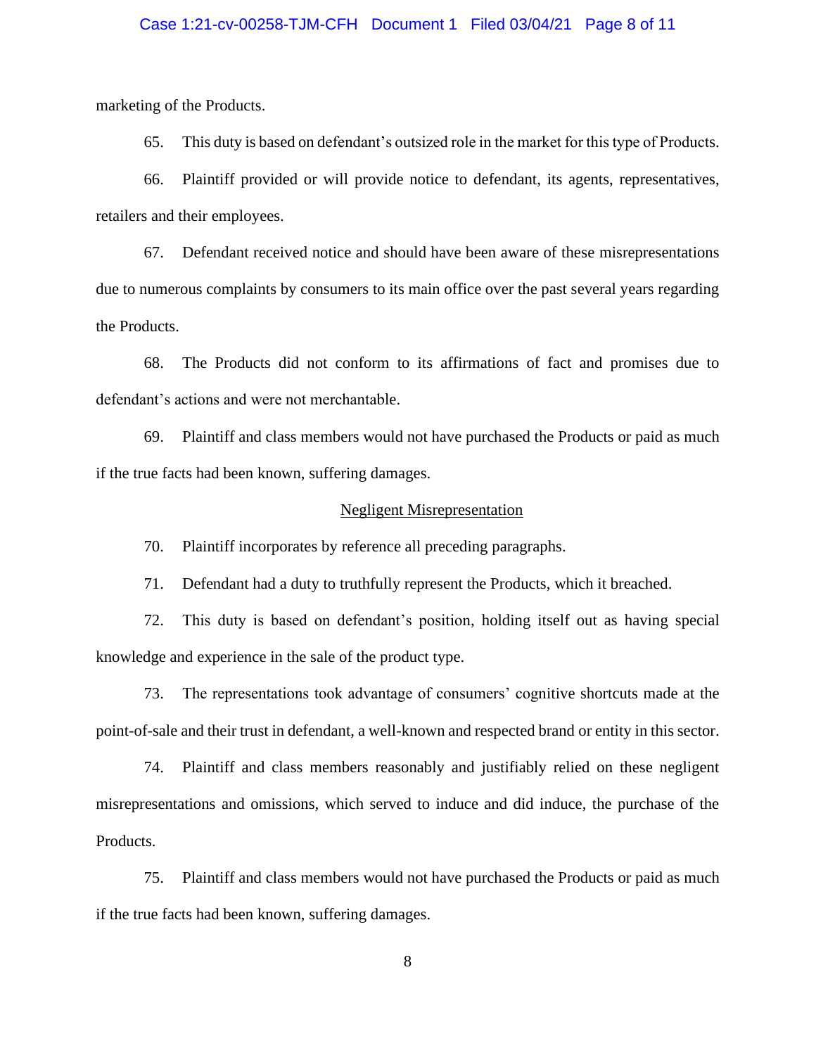marketing of the Products.

65. This duty is based on defendant's outsized role in the market for this type of Products.

66. Plaintiff provided or will provide notice to defendant, its agents, representatives, retailers and their employees.

67. Defendant received notice and should have been aware of these misrepresentations due to numerous complaints by consumers to its main office over the past several years regarding the Products.

68. The Products did not conform to its affirmations of fact and promises due to defendant's actions and were not merchantable.

69. Plaintiff and class members would not have purchased the Products or paid as much if the true facts had been known, suffering damages.

## Negligent Misrepresentation

70. Plaintiff incorporates by reference all preceding paragraphs.

71. Defendant had a duty to truthfully represent the Products, which it breached.

72. This duty is based on defendant's position, holding itself out as having special knowledge and experience in the sale of the product type.

73. The representations took advantage of consumers' cognitive shortcuts made at the point-of-sale and their trust in defendant, a well-known and respected brand or entity in this sector.

74. Plaintiff and class members reasonably and justifiably relied on these negligent misrepresentations and omissions, which served to induce and did induce, the purchase of the Products.

75. Plaintiff and class members would not have purchased the Products or paid as much if the true facts had been known, suffering damages.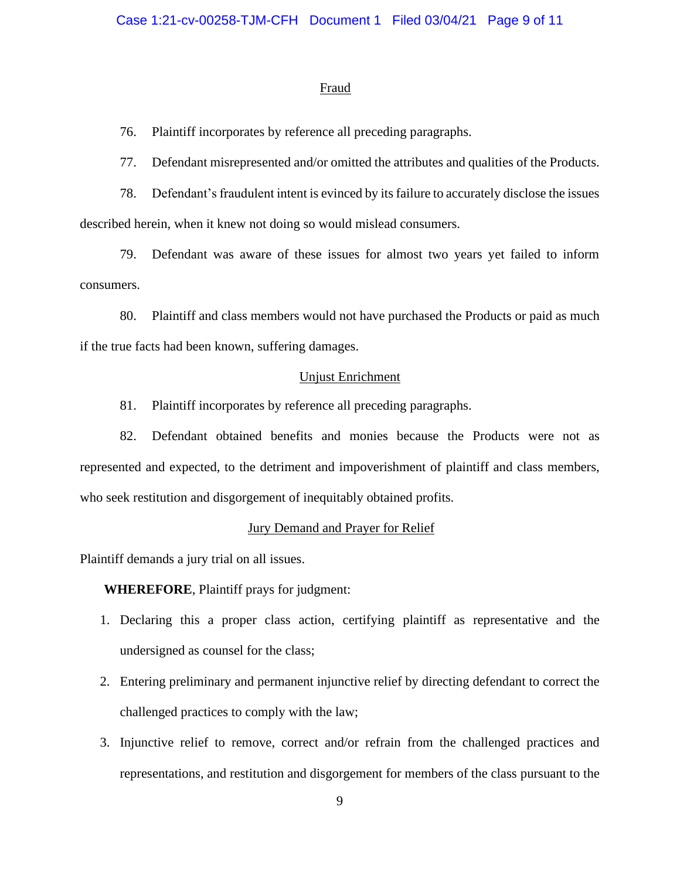## Fraud

76. Plaintiff incorporates by reference all preceding paragraphs.

77. Defendant misrepresented and/or omitted the attributes and qualities of the Products.

78. Defendant's fraudulent intent is evinced by its failure to accurately disclose the issues described herein, when it knew not doing so would mislead consumers.

79. Defendant was aware of these issues for almost two years yet failed to inform consumers.

80. Plaintiff and class members would not have purchased the Products or paid as much if the true facts had been known, suffering damages.

## Unjust Enrichment

81. Plaintiff incorporates by reference all preceding paragraphs.

82. Defendant obtained benefits and monies because the Products were not as represented and expected, to the detriment and impoverishment of plaintiff and class members, who seek restitution and disgorgement of inequitably obtained profits.

## Jury Demand and Prayer for Relief

Plaintiff demands a jury trial on all issues.

**WHEREFORE**, Plaintiff prays for judgment:

1. Declaring this a proper class action, certifying plaintiff as representative and the undersigned as counsel for the class;
2. Entering preliminary and permanent injunctive relief by directing defendant to correct the challenged practices to comply with the law;
3. Injunctive relief to remove, correct and/or refrain from the challenged practices and representations, and restitution and disgorgement for members of the class pursuant to the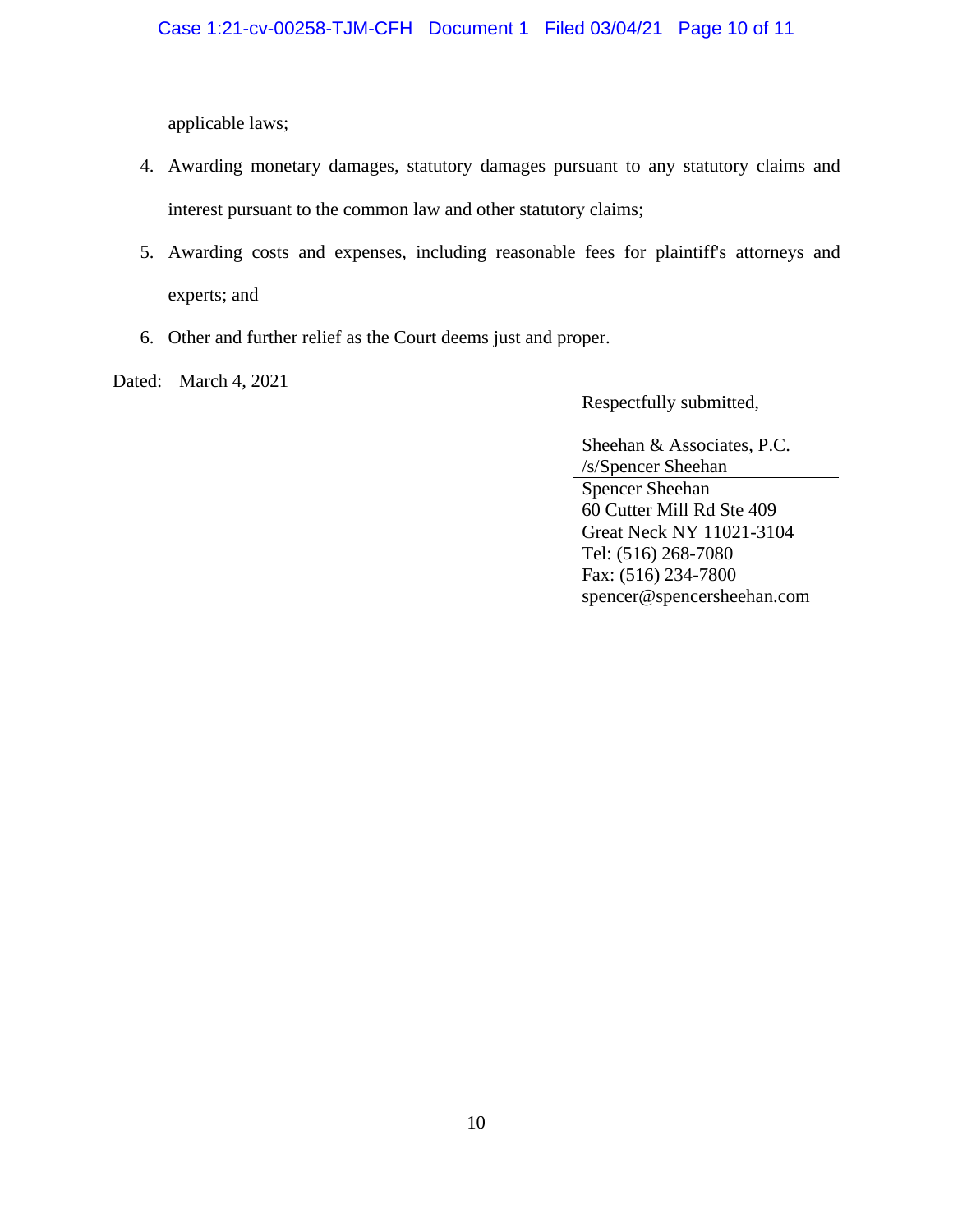applicable laws;

4. Awarding monetary damages, statutory damages pursuant to any statutory claims and interest pursuant to the common law and other statutory claims;
5. Awarding costs and expenses, including reasonable fees for plaintiff's attorneys and experts; and
6. Other and further relief as the Court deems just and proper.

Dated: March 4, 2021

Respectfully submitted,

Sheehan & Associates, P.C.
/s/Spencer Sheehan
Spencer Sheehan
60 Cutter Mill Rd Ste 409
Great Neck NY 11021-3104
Tel: (516) 268-7080
Fax: (516) 234-7800
spencer@spencersheehan.com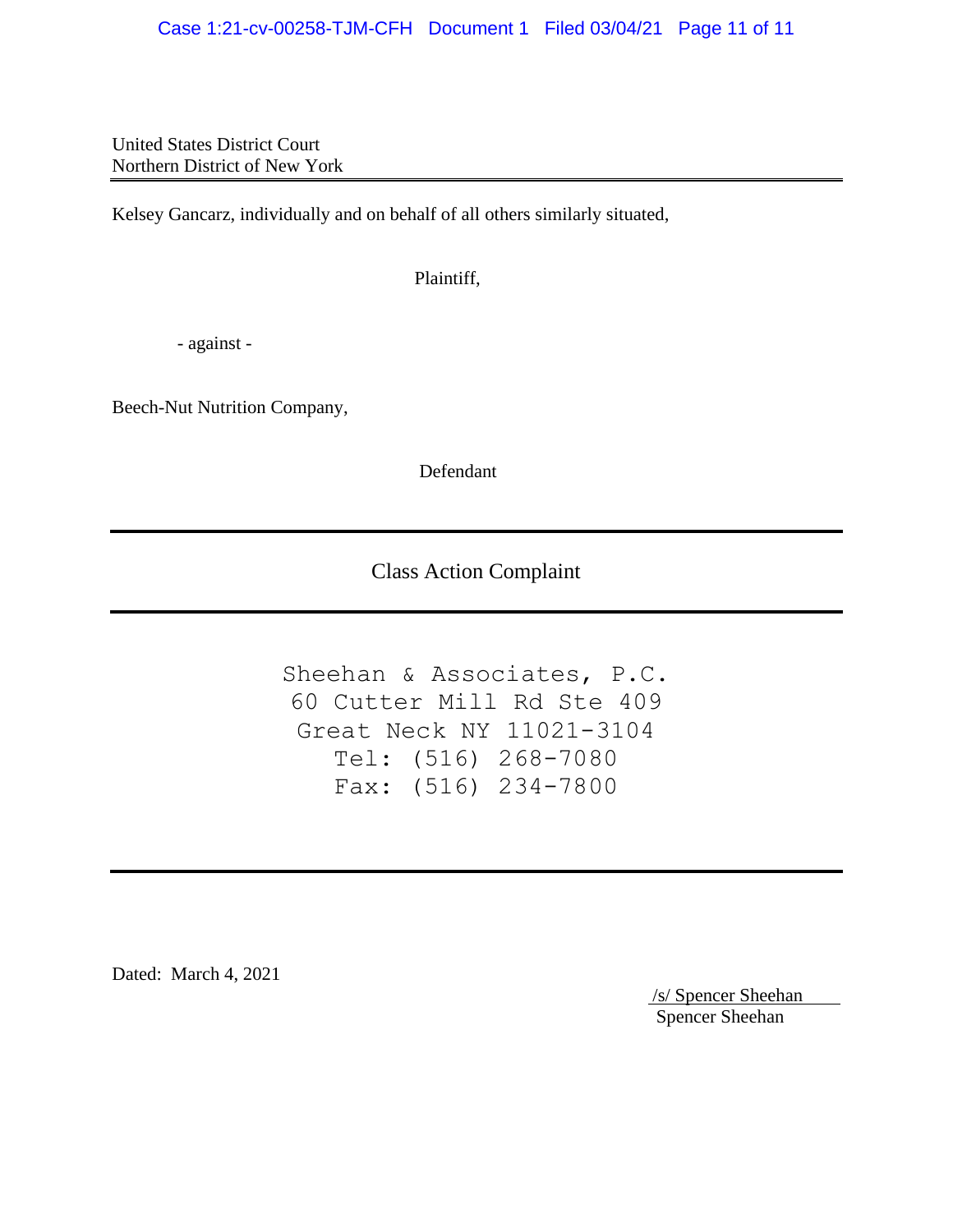United States District Court
Northern District of New York

---

Kelsey Gancarz, individually and on behalf of all others similarly situated,

Plaintiff,

\- against -

Beech-Nut Nutrition Company,

Defendant

---

Class Action Complaint

---

Sheehan & Associates, P.C.
60 Cutter Mill Rd Ste 409
Great Neck NY 11021-3104
Tel: (516) 268-7080
Fax: (516) 234-7800

---

Dated: March 4, 2021

/s/ Spencer Sheehan
Spencer Sheehan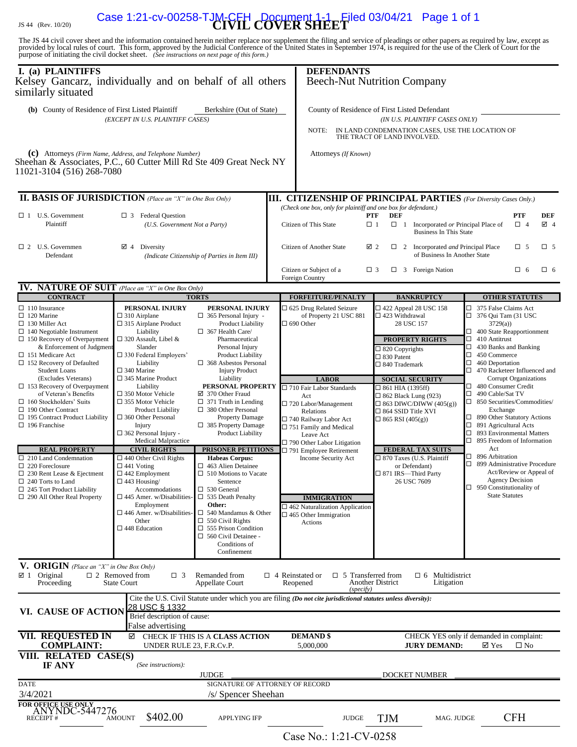JS 44 (Rev. 10/20)

# CIVIL COVER SHEET

The JS 44 civil cover sheet and the information contained herein neither replace nor supplement the filing and service of pleadings or other papers as required by law, except as provided by local rules of court. This form, approved by the Judicial Conference of the United States in September 1974, is required for the use of the Clerk of Court for the purpose of initiating the civil docket sheet. *(See instructions on next page of this form.)*

**I. (a) PLAINTIFFS**
Kelsey Gancarz, individually and on behalf of all others similarly situated

**DEFENDANTS**
Beech-Nut Nutrition Company

**(b)** County of Residence of First Listed Plaintiff: Berkshire (Out of State)
*(EXCEPT IN U.S. PLAINTIFF CASES)*

County of Residence of First Listed Defendant:
*(IN U.S. PLAINTIFF CASES ONLY)*
NOTE: IN LAND CONDEMNATION CASES, USE THE LOCATION OF THE TRACT OF LAND INVOLVED.

**(c)** Attorneys *(Firm Name, Address, and Telephone Number)*
Sheehan & Associates, P.C., 60 Cutter Mill Rd Ste 409 Great Neck NY 11021-3104 (516) 268-7080

Attorneys *(If Known)*

**II. BASIS OF JURISDICTION** *(Place an "X" in One Box Only)*

- ☐ 1 U.S. Government Plaintiff
- ☐ 3 Federal Question *(U.S. Government Not a Party)*
- ☐ 2 U.S. Government Defendant
- ☑ 4 Diversity *(Indicate Citizenship of Parties in Item III)*

**III. CITIZENSHIP OF PRINCIPAL PARTIES** *(For Diversity Cases Only.)*
*(Check one box, only for plaintiff and one box for defendant.)*

| | PTF | DEF | | PTF | DEF |
|---|---|---|---|---|---|
| Citizen of This State | ☐ 1 | ☐ 1 | Incorporated *or* Principal Place of Business In This State | ☐ 4 | ☑ 4 |
| Citizen of Another State | ☑ 2 | ☐ 2 | Incorporated *and* Principal Place of Business In Another State | ☐ 5 | ☐ 5 |
| Citizen or Subject of a Foreign Country | ☐ 3 | ☐ 3 | Foreign Nation | ☐ 6 | ☐ 6 |

**IV. NATURE OF SUIT** *(Place an "X" in One Box Only)*

**CONTRACT**
- ☐ 110 Insurance
- ☐ 120 Marine
- ☐ 130 Miller Act
- ☐ 140 Negotiable Instrument
- ☐ 150 Recovery of Overpayment & Enforcement of Judgment
- ☐ 151 Medicare Act
- ☐ 152 Recovery of Defaulted Student Loans (Excludes Veterans)
- ☐ 153 Recovery of Overpayment of Veteran's Benefits
- ☐ 160 Stockholders' Suits
- ☐ 190 Other Contract
- ☐ 195 Contract Product Liability
- ☐ 196 Franchise

**REAL PROPERTY**
- ☐ 210 Land Condemnation
- ☐ 220 Foreclosure
- ☐ 230 Rent Lease & Ejectment
- ☐ 240 Torts to Land
- ☐ 245 Tort Product Liability
- ☐ 290 All Other Real Property

**TORTS — PERSONAL INJURY**
- ☐ 310 Airplane
- ☐ 315 Airplane Product Liability
- ☐ 320 Assault, Libel & Slander
- ☐ 330 Federal Employers' Liability
- ☐ 340 Marine
- ☐ 345 Marine Product Liability
- ☐ 350 Motor Vehicle
- ☐ 355 Motor Vehicle Product Liability
- ☐ 360 Other Personal Injury
- ☐ 362 Personal Injury - Medical Malpractice

**PERSONAL INJURY**
- ☐ 365 Personal Injury - Product Liability
- ☐ 367 Health Care/ Pharmaceutical Personal Injury Product Liability
- ☐ 368 Asbestos Personal Injury Product Liability

**PERSONAL PROPERTY**
- ☑ 370 Other Fraud
- ☐ 371 Truth in Lending
- ☐ 380 Other Personal Property Damage
- ☐ 385 Property Damage Product Liability

**CIVIL RIGHTS**
- ☐ 440 Other Civil Rights
- ☐ 441 Voting
- ☐ 442 Employment
- ☐ 443 Housing/ Accommodations
- ☐ 445 Amer. w/Disabilities-Employment
- ☐ 446 Amer. w/Disabilities-Other
- ☐ 448 Education

**PRISONER PETITIONS**
Habeas Corpus:
- ☐ 463 Alien Detainee
- ☐ 510 Motions to Vacate Sentence
- ☐ 530 General
- ☐ 535 Death Penalty

Other:
- ☐ 540 Mandamus & Other
- ☐ 550 Civil Rights
- ☐ 555 Prison Condition
- ☐ 560 Civil Detainee - Conditions of Confinement

**FORFEITURE/PENALTY**
- ☐ 625 Drug Related Seizure of Property 21 USC 881
- ☐ 690 Other

**LABOR**
- ☐ 710 Fair Labor Standards Act
- ☐ 720 Labor/Management Relations
- ☐ 740 Railway Labor Act
- ☐ 751 Family and Medical Leave Act
- ☐ 790 Other Labor Litigation
- ☐ 791 Employee Retirement Income Security Act

**IMMIGRATION**
- ☐ 462 Naturalization Application
- ☐ 465 Other Immigration Actions

**BANKRUPTCY**
- ☐ 422 Appeal 28 USC 158
- ☐ 423 Withdrawal 28 USC 157

**PROPERTY RIGHTS**
- ☐ 820 Copyrights
- ☐ 830 Patent
- ☐ 840 Trademark

**SOCIAL SECURITY**
- ☐ 861 HIA (1395ff)
- ☐ 862 Black Lung (923)
- ☐ 863 DIWC/DIWW (405(g))
- ☐ 864 SSID Title XVI
- ☐ 865 RSI (405(g))

**FEDERAL TAX SUITS**
- ☐ 870 Taxes (U.S. Plaintiff or Defendant)
- ☐ 871 IRS—Third Party 26 USC 7609

**OTHER STATUTES**
- ☐ 375 False Claims Act
- ☐ 376 Qui Tam (31 USC 3729(a))
- ☐ 400 State Reapportionment
- ☐ 410 Antitrust
- ☐ 430 Banks and Banking
- ☐ 450 Commerce
- ☐ 460 Deportation
- ☐ 470 Racketeer Influenced and Corrupt Organizations
- ☐ 480 Consumer Credit
- ☐ 490 Cable/Sat TV
- ☐ 850 Securities/Commodities/ Exchange
- ☐ 890 Other Statutory Actions
- ☐ 891 Agricultural Acts
- ☐ 893 Environmental Matters
- ☐ 895 Freedom of Information Act
- ☐ 896 Arbitration
- ☐ 899 Administrative Procedure Act/Review or Appeal of Agency Decision
- ☐ 950 Constitutionality of State Statutes

**V. ORIGIN** *(Place an "X" in One Box Only)*

☑ 1 Original Proceeding ☐ 2 Removed from State Court ☐ 3 Remanded from Appellate Court ☐ 4 Reinstated or Reopened ☐ 5 Transferred from Another District *(specify)* ☐ 6 Multidistrict Litigation

**VI. CAUSE OF ACTION**
Cite the U.S. Civil Statute under which you are filing *(Do not cite jurisdictional statutes unless diversity)*: 28 USC § 1332
Brief description of cause: False advertising

**VII. REQUESTED IN COMPLAINT:** ☑ CHECK IF THIS IS A **CLASS ACTION** UNDER RULE 23, F.R.Cv.P.
**DEMAND $** 5,000,000
CHECK YES only if demanded in complaint: **JURY DEMAND:** ☑ Yes ☐ No

**VIII. RELATED CASE(S) IF ANY** *(See instructions):*
JUDGE DOCKET NUMBER

DATE: 3/4/2021
SIGNATURE OF ATTORNEY OF RECORD: /s/ Spencer Sheehan

**FOR OFFICE USE ONLY**
RECEIPT # ANYNDC-5447276 AMOUNT $402.00 APPLYING IFP JUDGE TJM MAG. JUDGE CFH

Case No.: 1:21-CV-0258